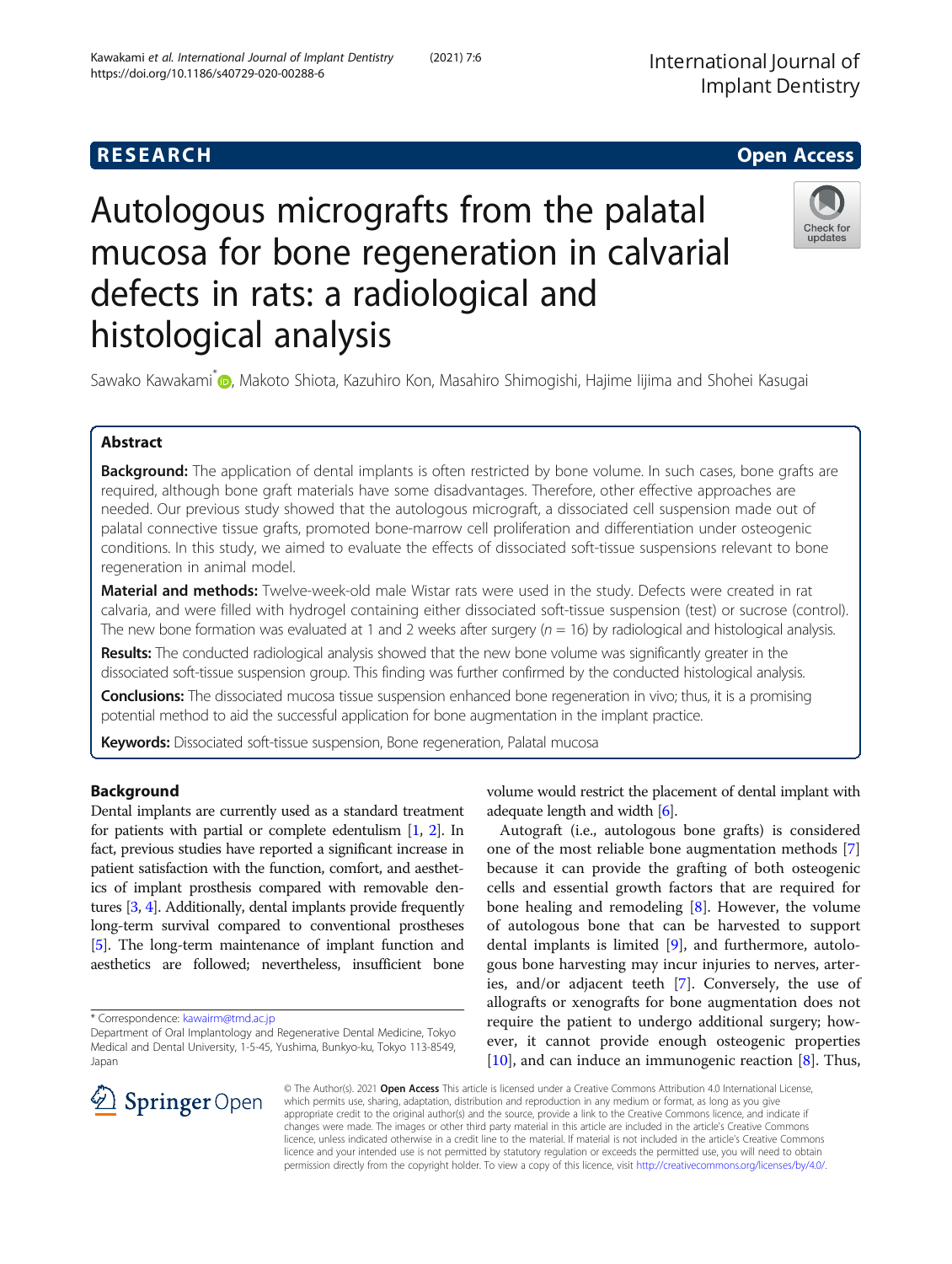# RESEARCH

# Autologous micrografts from the palatal mucosa for bone regeneration in calvarial defects in rats: a radiological and histological analysis

Sawako Kawakami*, Makoto Shiota, Kazuhiro Kon, Masahiro Shimogishi, Hajime Iijima and Shohei Kasugai

## Abstract

**Background:** The application of dental implants is often restricted by bone volume. In such cases, bone grafts are required, although bone graft materials have some disadvantages. Therefore, other effective approaches are needed. Our previous study showed that the autologous micrograft, a dissociated cell suspension made out of palatal connective tissue grafts, promoted bone-marrow cell proliferation and differentiation under osteogenic conditions. In this study, we aimed to evaluate the effects of dissociated soft-tissue suspensions relevant to bone regeneration in animal model.

**Material and methods:** Twelve-week-old male Wistar rats were used in the study. Defects were created in rat calvaria, and were filled with hydrogel containing either dissociated soft-tissue suspension (test) or sucrose (control). The new bone formation was evaluated at 1 and 2 weeks after surgery ($n$ = 16) by radiological and histological analysis.

**Results:** The conducted radiological analysis showed that the new bone volume was significantly greater in the dissociated soft-tissue suspension group. This finding was further confirmed by the conducted histological analysis.

**Conclusions:** The dissociated mucosa tissue suspension enhanced bone regeneration in vivo; thus, it is a promising potential method to aid the successful application for bone augmentation in the implant practice.

**Keywords:** Dissociated soft-tissue suspension, Bone regeneration, Palatal mucosa

## Background

Dental implants are currently used as a standard treatment for patients with partial or complete edentulism [1, 2]. In fact, previous studies have reported a significant increase in patient satisfaction with the function, comfort, and aesthetics of implant prosthesis compared with removable dentures [3, 4]. Additionally, dental implants provide frequently long-term survival compared to conventional prostheses [5]. The long-term maintenance of implant function and aesthetics are followed; nevertheless, insufficient bone volume would restrict the placement of dental implant with adequate length and width [6].

Autograft (i.e., autologous bone grafts) is considered one of the most reliable bone augmentation methods [7] because it can provide the grafting of both osteogenic cells and essential growth factors that are required for bone healing and remodeling [8]. However, the volume of autologous bone that can be harvested to support dental implants is limited [9], and furthermore, autologous bone harvesting may incur injuries to nerves, arteries, and/or adjacent teeth [7]. Conversely, the use of allografts or xenografts for bone augmentation does not require the patient to undergo additional surgery; however, it cannot provide enough osteogenic properties [10], and can induce an immunogenic reaction [8]. Thus,

\* Correspondence: kawairm@tmd.ac.jp
Department of Oral Implantology and Regenerative Dental Medicine, Tokyo Medical and Dental University, 1-5-45, Yushima, Bunkyo-ku, Tokyo 113-8549, Japan

© The Author(s). 2021 **Open Access** This article is licensed under a Creative Commons Attribution 4.0 International License, which permits use, sharing, adaptation, distribution and reproduction in any medium or format, as long as you give appropriate credit to the original author(s) and the source, provide a link to the Creative Commons licence, and indicate if changes were made. The images or other third party material in this article are included in the article's Creative Commons licence, unless indicated otherwise in a credit line to the material. If material is not included in the article's Creative Commons licence and your intended use is not permitted by statutory regulation or exceeds the permitted use, you will need to obtain permission directly from the copyright holder. To view a copy of this licence, visit http://creativecommons.org/licenses/by/4.0/.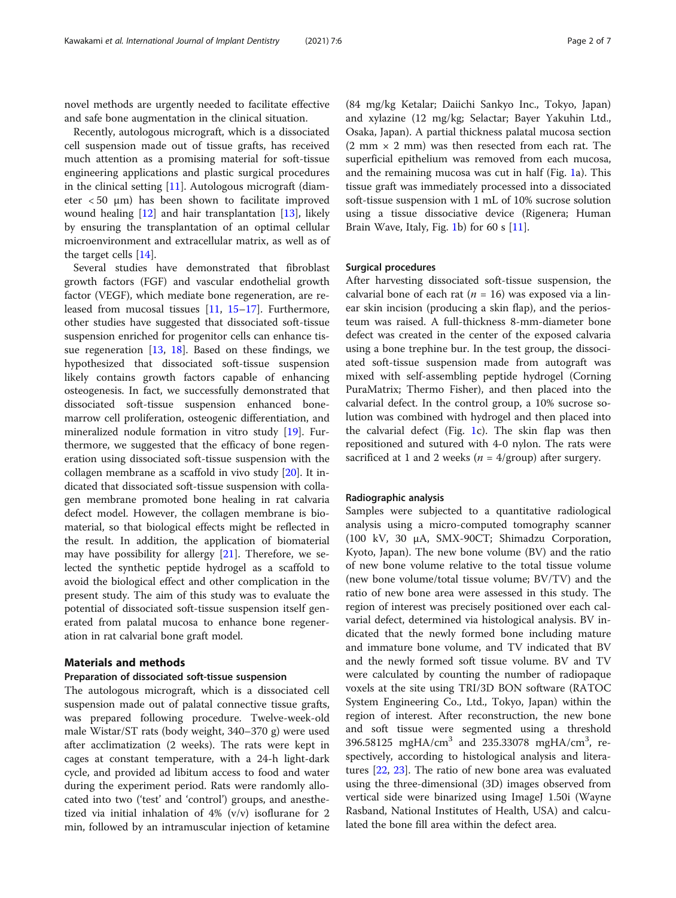novel methods are urgently needed to facilitate effective and safe bone augmentation in the clinical situation.

Recently, autologous micrograft, which is a dissociated cell suspension made out of tissue grafts, has received much attention as a promising material for soft-tissue engineering applications and plastic surgical procedures in the clinical setting [11]. Autologous micrograft (diameter < 50 μm) has been shown to facilitate improved wound healing [12] and hair transplantation [13], likely by ensuring the transplantation of an optimal cellular microenvironment and extracellular matrix, as well as of the target cells [14].

Several studies have demonstrated that fibroblast growth factors (FGF) and vascular endothelial growth factor (VEGF), which mediate bone regeneration, are released from mucosal tissues [11, 15–17]. Furthermore, other studies have suggested that dissociated soft-tissue suspension enriched for progenitor cells can enhance tissue regeneration [13, 18]. Based on these findings, we hypothesized that dissociated soft-tissue suspension likely contains growth factors capable of enhancing osteogenesis. In fact, we successfully demonstrated that dissociated soft-tissue suspension enhanced bone-marrow cell proliferation, osteogenic differentiation, and mineralized nodule formation in vitro study [19]. Furthermore, we suggested that the efficacy of bone regeneration using dissociated soft-tissue suspension with the collagen membrane as a scaffold in vivo study [20]. It indicated that dissociated soft-tissue suspension with collagen membrane promoted bone healing in rat calvaria defect model. However, the collagen membrane is biomaterial, so that biological effects might be reflected in the result. In addition, the application of biomaterial may have possibility for allergy [21]. Therefore, we selected the synthetic peptide hydrogel as a scaffold to avoid the biological effect and other complication in the present study. The aim of this study was to evaluate the potential of dissociated soft-tissue suspension itself generated from palatal mucosa to enhance bone regeneration in rat calvarial bone graft model.

## Materials and methods

### Preparation of dissociated soft-tissue suspension

The autologous micrograft, which is a dissociated cell suspension made out of palatal connective tissue grafts, was prepared following procedure. Twelve-week-old male Wistar/ST rats (body weight, 340–370 g) were used after acclimatization (2 weeks). The rats were kept in cages at constant temperature, with a 24-h light-dark cycle, and provided ad libitum access to food and water during the experiment period. Rats were randomly allocated into two ('test' and 'control') groups, and anesthetized via initial inhalation of 4% (v/v) isoflurane for 2 min, followed by an intramuscular injection of ketamine (84 mg/kg Ketalar; Daiichi Sankyo Inc., Tokyo, Japan) and xylazine (12 mg/kg; Selactar; Bayer Yakuhin Ltd., Osaka, Japan). A partial thickness palatal mucosa section (2 mm × 2 mm) was then resected from each rat. The superficial epithelium was removed from each mucosa, and the remaining mucosa was cut in half (Fig. 1a). This tissue graft was immediately processed into a dissociated soft-tissue suspension with 1 mL of 10% sucrose solution using a tissue dissociative device (Rigenera; Human Brain Wave, Italy, Fig. 1b) for 60 s [11].

### Surgical procedures

After harvesting dissociated soft-tissue suspension, the calvarial bone of each rat ($n$ = 16) was exposed via a linear skin incision (producing a skin flap), and the periosteum was raised. A full-thickness 8-mm-diameter bone defect was created in the center of the exposed calvaria using a bone trephine bur. In the test group, the dissociated soft-tissue suspension made from autograft was mixed with self-assembling peptide hydrogel (Corning PuraMatrix; Thermo Fisher), and then placed into the calvarial defect. In the control group, a 10% sucrose solution was combined with hydrogel and then placed into the calvarial defect (Fig. 1c). The skin flap was then repositioned and sutured with 4-0 nylon. The rats were sacrificed at 1 and 2 weeks ($n$ = 4/group) after surgery.

### Radiographic analysis

Samples were subjected to a quantitative radiological analysis using a micro-computed tomography scanner (100 kV, 30 μA, SMX-90CT; Shimadzu Corporation, Kyoto, Japan). The new bone volume (BV) and the ratio of new bone volume relative to the total tissue volume (new bone volume/total tissue volume; BV/TV) and the ratio of new bone area were assessed in this study. The region of interest was precisely positioned over each calvarial defect, determined via histological analysis. BV indicated that the newly formed bone including mature and immature bone volume, and TV indicated that BV and the newly formed soft tissue volume. BV and TV were calculated by counting the number of radiopaque voxels at the site using TRI/3D BON software (RATOC System Engineering Co., Ltd., Tokyo, Japan) within the region of interest. After reconstruction, the new bone and soft tissue were segmented using a threshold 396.58125 mgHA/cm$^3$ and 235.33078 mgHA/cm$^3$, respectively, according to histological analysis and literatures [22, 23]. The ratio of new bone area was evaluated using the three-dimensional (3D) images observed from vertical side were binarized using ImageJ 1.50i (Wayne Rasband, National Institutes of Health, USA) and calculated the bone fill area within the defect area.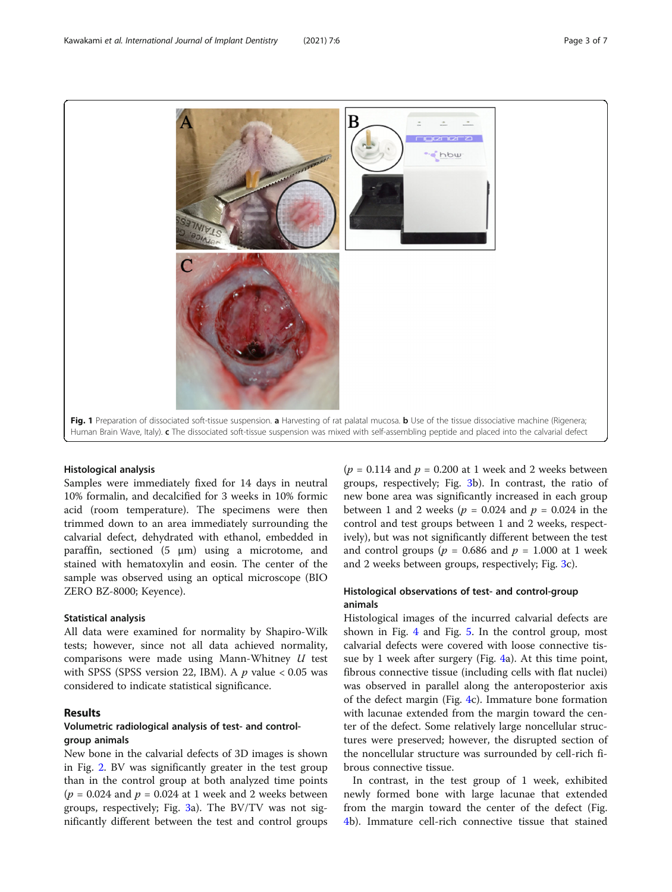Fig. 1 Preparation of dissociated soft-tissue suspension. **a** Harvesting of rat palatal mucosa. **b** Use of the tissue dissociative machine (Rigenera; Human Brain Wave, Italy). **c** The dissociated soft-tissue suspension was mixed with self-assembling peptide and placed into the calvarial defect

### Histological analysis

Samples were immediately fixed for 14 days in neutral 10% formalin, and decalcified for 3 weeks in 10% formic acid (room temperature). The specimens were then trimmed down to an area immediately surrounding the calvarial defect, dehydrated with ethanol, embedded in paraffin, sectioned (5 μm) using a microtome, and stained with hematoxylin and eosin. The center of the sample was observed using an optical microscope (BIO ZERO BZ-8000; Keyence).

### Statistical analysis

All data were examined for normality by Shapiro-Wilk tests; however, since not all data achieved normality, comparisons were made using Mann-Whitney $U$ test with SPSS (SPSS version 22, IBM). A $p$ value < 0.05 was considered to indicate statistical significance.

## Results

### Volumetric radiological analysis of test- and control-group animals

New bone in the calvarial defects of 3D images is shown in Fig. 2. BV was significantly greater in the test group than in the control group at both analyzed time points ($p = 0.024$ and $p = 0.024$ at 1 week and 2 weeks between groups, respectively; Fig. 3a). The BV/TV was not significantly different between the test and control groups ($p = 0.114$ and $p = 0.200$ at 1 week and 2 weeks between groups, respectively; Fig. 3b). In contrast, the ratio of new bone area was significantly increased in each group between 1 and 2 weeks ($p = 0.024$ and $p = 0.024$ in the control and test groups between 1 and 2 weeks, respectively), but was not significantly different between the test and control groups ($p = 0.686$ and $p = 1.000$ at 1 week and 2 weeks between groups, respectively; Fig. 3c).

### Histological observations of test- and control-group animals

Histological images of the incurred calvarial defects are shown in Fig. 4 and Fig. 5. In the control group, most calvarial defects were covered with loose connective tissue by 1 week after surgery (Fig. 4a). At this time point, fibrous connective tissue (including cells with flat nuclei) was observed in parallel along the anteroposterior axis of the defect margin (Fig. 4c). Immature bone formation with lacunae extended from the margin toward the center of the defect. Some relatively large noncellular structures were preserved; however, the disrupted section of the noncellular structure was surrounded by cell-rich fibrous connective tissue.

In contrast, in the test group of 1 week, exhibited newly formed bone with large lacunae that extended from the margin toward the center of the defect (Fig. 4b). Immature cell-rich connective tissue that stained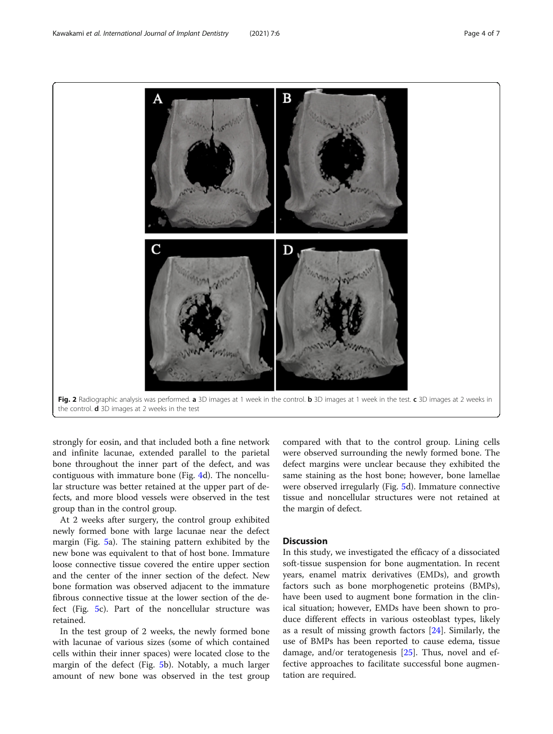Fig. 2 Radiographic analysis was performed. **a** 3D images at 1 week in the control. **b** 3D images at 1 week in the test. **c** 3D images at 2 weeks in the control. **d** 3D images at 2 weeks in the test

strongly for eosin, and that included both a fine network and infinite lacunae, extended parallel to the parietal bone throughout the inner part of the defect, and was contiguous with immature bone (Fig. 4d). The noncellular structure was better retained at the upper part of defects, and more blood vessels were observed in the test group than in the control group.

At 2 weeks after surgery, the control group exhibited newly formed bone with large lacunae near the defect margin (Fig. 5a). The staining pattern exhibited by the new bone was equivalent to that of host bone. Immature loose connective tissue covered the entire upper section and the center of the inner section of the defect. New bone formation was observed adjacent to the immature fibrous connective tissue at the lower section of the defect (Fig. 5c). Part of the noncellular structure was retained.

In the test group of 2 weeks, the newly formed bone with lacunae of various sizes (some of which contained cells within their inner spaces) were located close to the margin of the defect (Fig. 5b). Notably, a much larger amount of new bone was observed in the test group compared with that to the control group. Lining cells were observed surrounding the newly formed bone. The defect margins were unclear because they exhibited the same staining as the host bone; however, bone lamellae were observed irregularly (Fig. 5d). Immature connective tissue and noncellular structures were not retained at the margin of defect.

## Discussion

In this study, we investigated the efficacy of a dissociated soft-tissue suspension for bone augmentation. In recent years, enamel matrix derivatives (EMDs), and growth factors such as bone morphogenetic proteins (BMPs), have been used to augment bone formation in the clinical situation; however, EMDs have been shown to produce different effects in various osteoblast types, likely as a result of missing growth factors [24]. Similarly, the use of BMPs has been reported to cause edema, tissue damage, and/or teratogenesis [25]. Thus, novel and effective approaches to facilitate successful bone augmentation are required.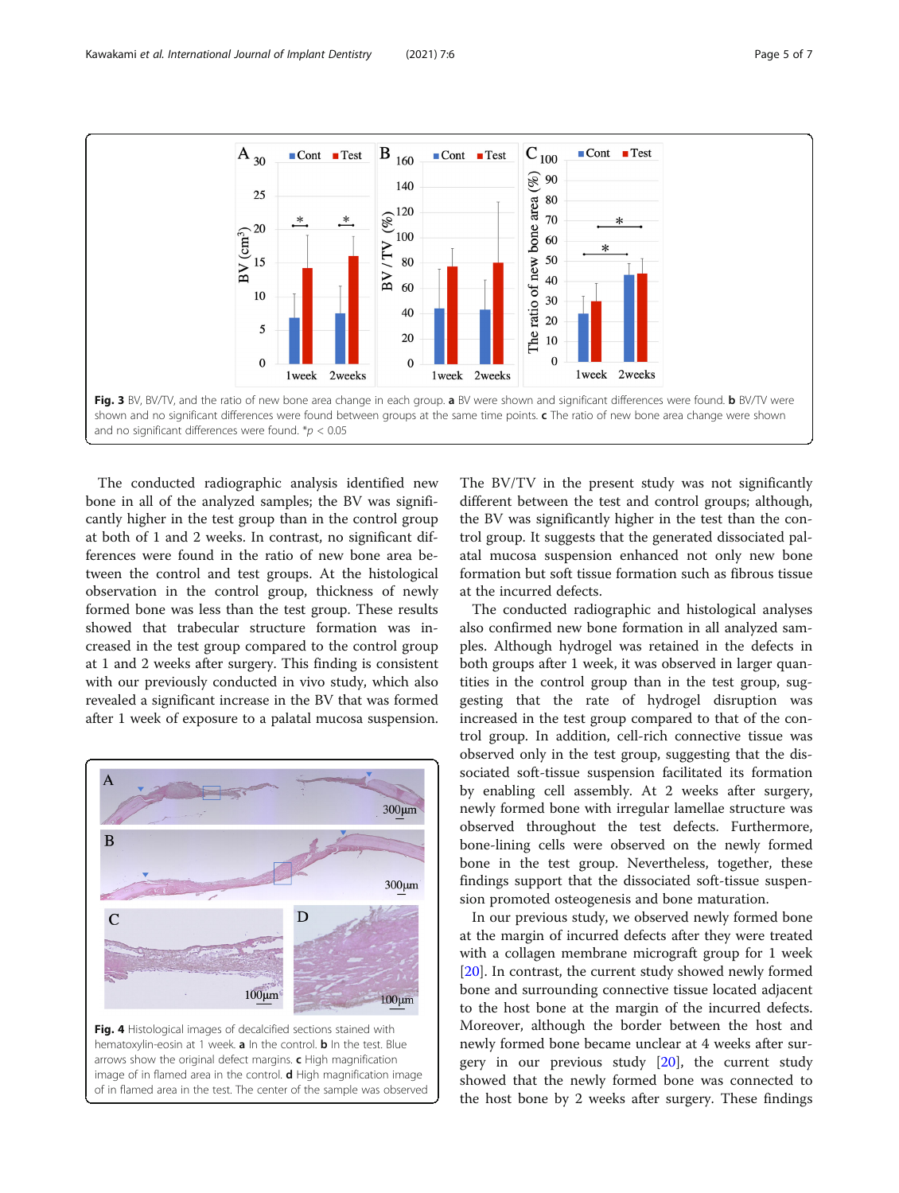Fig. 3 BV, BV/TV, and the ratio of new bone area change in each group. **a** BV were shown and significant differences were found. **b** BV/TV were shown and no significant differences were found between groups at the same time points. **c** The ratio of new bone area change were shown and no significant differences were found. *$p < 0.05$

The conducted radiographic analysis identified new bone in all of the analyzed samples; the BV was significantly higher in the test group than in the control group at both of 1 and 2 weeks. In contrast, no significant differences were found in the ratio of new bone area between the control and test groups. At the histological observation in the control group, thickness of newly formed bone was less than the test group. These results showed that trabecular structure formation was increased in the test group compared to the control group at 1 and 2 weeks after surgery. This finding is consistent with our previously conducted in vivo study, which also revealed a significant increase in the BV that was formed after 1 week of exposure to a palatal mucosa suspension.

Fig. 4 Histological images of decalcified sections stained with hematoxylin-eosin at 1 week. **a** In the control. **b** In the test. Blue arrows show the original defect margins. **c** High magnification image of in flamed area in the control. **d** High magnification image of in flamed area in the test. The center of the sample was observed

The BV/TV in the present study was not significantly different between the test and control groups; although, the BV was significantly higher in the test group than the control group. It suggests that the generated dissociated palatal mucosa suspension enhanced not only new bone formation but soft tissue formation such as fibrous tissue at the incurred defects.

The conducted radiographic and histological analyses also confirmed new bone formation in all analyzed samples. Although hydrogel was retained in the defects in both groups after 1 week, it was observed in larger quantities in the control group than in the test group, suggesting that the rate of hydrogel disruption was increased in the test group compared to that of the control group. In addition, cell-rich connective tissue was observed only in the test group, suggesting that the dissociated soft-tissue suspension facilitated its formation by enabling cell assembly. At 2 weeks after surgery, newly formed bone with irregular lamellae structure was observed throughout the test defects. Furthermore, bone-lining cells were observed on the newly formed bone in the test group. Nevertheless, together, these findings support that the dissociated soft-tissue suspension promoted osteogenesis and bone maturation.

In our previous study, we observed newly formed bone at the margin of incurred defects after they were treated with a collagen membrane micrograft group for 1 week [20]. In contrast, the current study showed newly formed bone and surrounding connective tissue located adjacent to the host bone at the margin of the incurred defects. Moreover, although the border between the host and newly formed bone became unclear at 4 weeks after surgery in our previous study [20], the current study showed that the newly formed bone was connected to the host bone by 2 weeks after surgery. These findings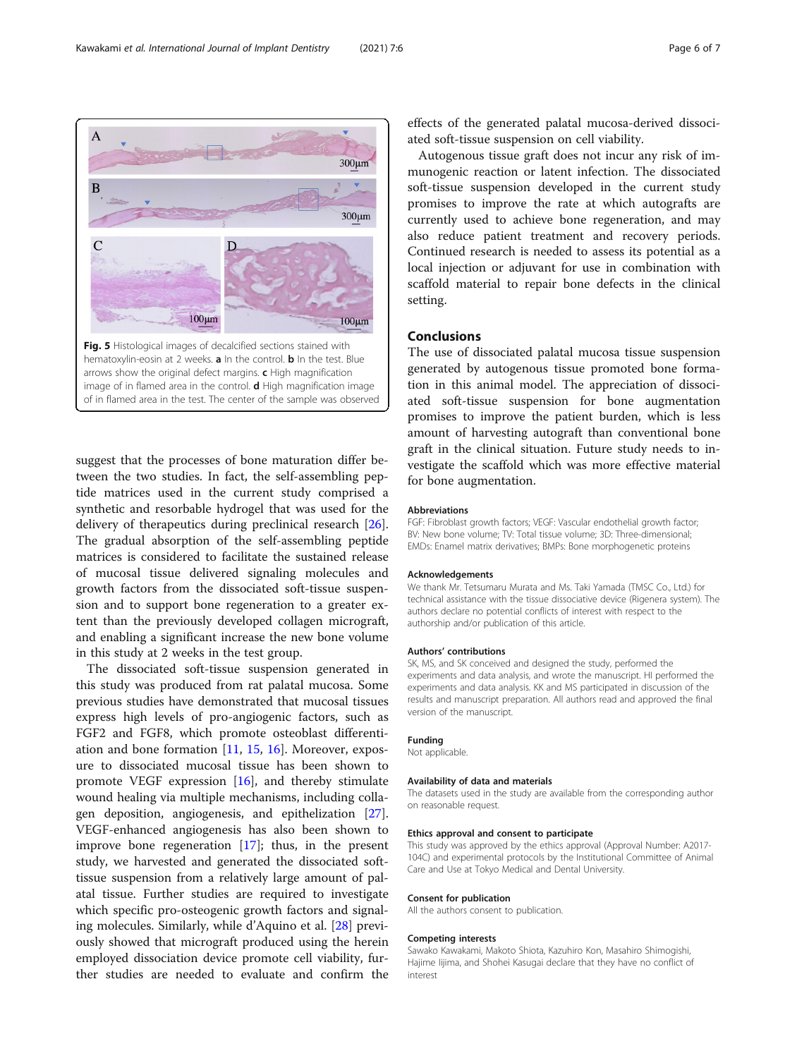Fig. 5 Histological images of decalcified sections stained with hematoxylin-eosin at 2 weeks. **a** In the control. **b** In the test. Blue arrows show the original defect margins. **c** High magnification image of in flamed area in the control. **d** High magnification image of in flamed area in the test. The center of the sample was observed

suggest that the processes of bone maturation differ between the two studies. In fact, the self-assembling peptide matrices used in the current study comprised a synthetic and resorbable hydrogel that was used for the delivery of therapeutics during preclinical research [26]. The gradual absorption of the self-assembling peptide matrices is considered to facilitate the sustained release of mucosal tissue delivered signaling molecules and growth factors from the dissociated soft-tissue suspension and to support bone regeneration to a greater extent than the previously developed collagen micrograft, and enabling a significant increase the new bone volume in this study at 2 weeks in the test group.

The dissociated soft-tissue suspension generated in this study was produced from rat palatal mucosa. Some previous studies have demonstrated that mucosal tissues express high levels of pro-angiogenic factors, such as FGF2 and FGF8, which promote osteoblast differentiation and bone formation [11, 15, 16]. Moreover, exposure to dissociated mucosal tissue has been shown to promote VEGF expression [16], and thereby stimulate wound healing via multiple mechanisms, including collagen deposition, angiogenesis, and epithelization [27]. VEGF-enhanced angiogenesis has also been shown to improve bone regeneration [17]; thus, in the present study, we harvested and generated the dissociated soft-tissue suspension from a relatively large amount of palatal tissue. Further studies are required to investigate which specific pro-osteogenic growth factors and signaling molecules. Similarly, while d'Aquino et al. [28] previously showed that micrograft produced using the herein employed dissociation device promote cell viability, further studies are needed to evaluate and confirm the effects of the generated palatal mucosa-derived dissociated soft-tissue suspension on cell viability.

Autogenous tissue graft does not incur any risk of immunogenic reaction or latent infection. The dissociated soft-tissue suspension developed in the current study promises to improve the rate at which autografts are currently used to achieve bone regeneration, and may also reduce patient treatment and recovery periods. Continued research is needed to assess its potential as a local injection or adjuvant for use in combination with scaffold material to repair bone defects in the clinical setting.

## Conclusions

The use of dissociated palatal mucosa tissue suspension generated by autogenous tissue promoted bone formation in this animal model. The appreciation of dissociated soft-tissue suspension for bone augmentation promises to improve the patient burden, which is less amount of harvesting autograft than conventional bone graft in the clinical situation. Future study needs to investigate the scaffold which was more effective material for bone augmentation.

### Abbreviations

FGF: Fibroblast growth factors; VEGF: Vascular endothelial growth factor; BV: New bone volume; TV: Total tissue volume; 3D: Three-dimensional; EMDs: Enamel matrix derivatives; BMPs: Bone morphogenetic proteins

### Acknowledgements

We thank Mr. Tetsumaru Murata and Ms. Taki Yamada (TMSC Co., Ltd.) for technical assistance with the tissue dissociative device (Rigenera system). The authors declare no potential conflicts of interest with respect to the authorship and/or publication of this article.

### Authors' contributions

SK, MS, and SK conceived and designed the study, performed the experiments and data analysis, and wrote the manuscript. HI performed the experiments and data analysis. KK and MS participated in discussion of the results and manuscript preparation. All authors read and approved the final version of the manuscript.

### Funding

Not applicable.

### Availability of data and materials

The datasets used in the study are available from the corresponding author on reasonable request.

### Ethics approval and consent to participate

This study was approved by the ethics approval (Approval Number: A2017-104C) and experimental protocols by the Institutional Committee of Animal Care and Use at Tokyo Medical and Dental University.

### Consent for publication

All the authors consent to publication.

### Competing interests

Sawako Kawakami, Makoto Shiota, Kazuhiro Kon, Masahiro Shimogishi, Hajime Iijima, and Shohei Kasugai declare that they have no conflict of interest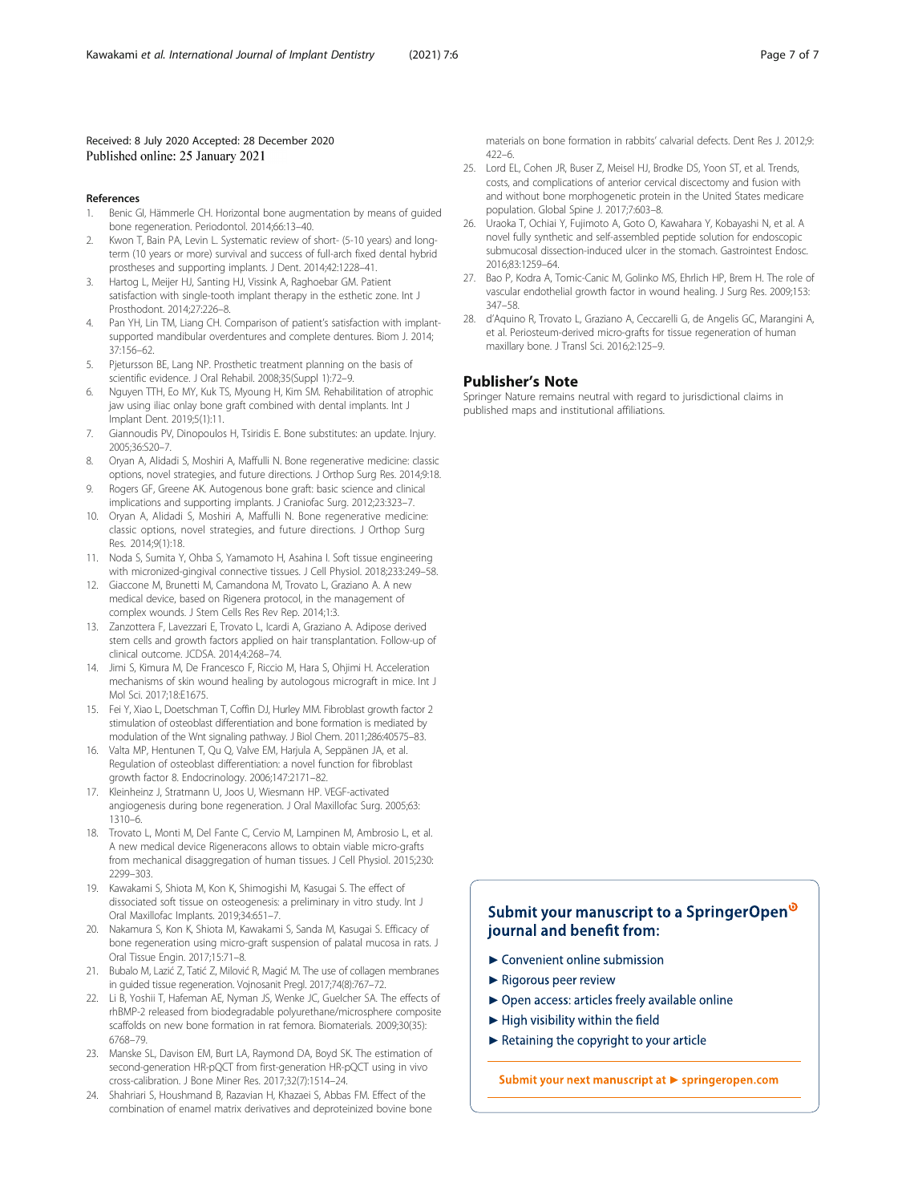Received: 8 July 2020 Accepted: 28 December 2020
Published online: 25 January 2021

### References

1. Benic GI, Hämmerle CH. Horizontal bone augmentation by means of guided bone regeneration. Periodontol. 2014;66:13–40.
2. Kwon T, Bain PA, Levin L. Systematic review of short- (5-10 years) and long-term (10 years or more) survival and success of full-arch fixed dental hybrid prostheses and supporting implants. J Dent. 2014;42:1228–41.
3. Hartog L, Meijer HJ, Santing HJ, Vissink A, Raghoebar GM. Patient satisfaction with single-tooth implant therapy in the esthetic zone. Int J Prosthodont. 2014;27:226–8.
4. Pan YH, Lin TM, Liang CH. Comparison of patient's satisfaction with implant-supported mandibular overdentures and complete dentures. Biom J. 2014; 37:156–62.
5. Pjetursson BE, Lang NP. Prosthetic treatment planning on the basis of scientific evidence. J Oral Rehabil. 2008;35(Suppl 1):72–9.
6. Nguyen TTH, Eo MY, Kuk TS, Myoung H, Kim SM. Rehabilitation of atrophic jaw using iliac onlay bone graft combined with dental implants. Int J Implant Dent. 2019;5(1):11.
7. Giannoudis PV, Dinopoulos H, Tsiridis E. Bone substitutes: an update. Injury. 2005;36:S20–7.
8. Oryan A, Alidadi S, Moshiri A, Maffulli N. Bone regenerative medicine: classic options, novel strategies, and future directions. J Orthop Surg Res. 2014;9:18.
9. Rogers GF, Greene AK. Autogenous bone graft: basic science and clinical implications and supporting implants. J Craniofac Surg. 2012;23:323–7.
10. Oryan A, Alidadi S, Moshiri A, Maffulli N. Bone regenerative medicine: classic options, novel strategies, and future directions. J Orthop Surg Res. 2014;9(1):18.
11. Noda S, Sumita Y, Ohba S, Yamamoto H, Asahina I. Soft tissue engineering with micronized-gingival connective tissues. J Cell Physiol. 2018;233:249–58.
12. Giaccone M, Brunetti M, Camandona M, Trovato L, Graziano A. A new medical device, based on Rigenera protocol, in the management of complex wounds. J Stem Cells Res Rev Rep. 2014;1:3.
13. Zanzottera F, Lavezzari E, Trovato L, Icardi A, Graziano A. Adipose derived stem cells and growth factors applied on hair transplantation. Follow-up of clinical outcome. JCDSA. 2014;4:268–74.
14. Jimi S, Kimura M, De Francesco F, Riccio M, Hara S, Ohjimi H. Acceleration mechanisms of skin wound healing by autologous micrograft in mice. Int J Mol Sci. 2017;18:E1675.
15. Fei Y, Xiao L, Doetschman T, Coffin DJ, Hurley MM. Fibroblast growth factor 2 stimulation of osteoblast differentiation and bone formation is mediated by modulation of the Wnt signaling pathway. J Biol Chem. 2011;286:40575–83.
16. Valta MP, Hentunen T, Qu Q, Valve EM, Harjula A, Seppänen JA, et al. Regulation of osteoblast differentiation: a novel function for fibroblast growth factor 8. Endocrinology. 2006;147:2171–82.
17. Kleinheinz J, Stratmann U, Joos U, Wiesmann HP. VEGF-activated angiogenesis during bone regeneration. J Oral Maxillofac Surg. 2005;63: 1310–6.
18. Trovato L, Monti M, Del Fante C, Cervio M, Lampinen M, Ambrosio L, et al. A new medical device Rigeneracons allows to obtain viable micro-grafts from mechanical disaggregation of human tissues. J Cell Physiol. 2015;230: 2299–303.
19. Kawakami S, Shiota M, Kon K, Shimogishi M, Kasugai S. The effect of dissociated soft tissue on osteogenesis: a preliminary in vitro study. Int J Oral Maxillofac Implants. 2019;34:651–7.
20. Nakamura S, Kon K, Shiota M, Kawakami S, Sanda M, Kasugai S. Efficacy of bone regeneration using micro-graft suspension of palatal mucosa in rats. J Oral Tissue Engin. 2017;15:71–8.
21. Bubalo M, Lazić Z, Tatić Z, Milović R, Magić M. The use of collagen membranes in guided tissue regeneration. Vojnosanit Pregl. 2017;74(8):767–72.
22. Li B, Yoshii T, Hafeman AE, Nyman JS, Wenke JC, Guelcher SA. The effects of rhBMP-2 released from biodegradable polyurethane/microsphere composite scaffolds on new bone formation in rat femora. Biomaterials. 2009;30(35): 6768–79.
23. Manske SL, Davison EM, Burt LA, Raymond DA, Boyd SK. The estimation of second-generation HR-pQCT from first-generation HR-pQCT using in vivo cross-calibration. J Bone Miner Res. 2017;32(7):1514–24.
24. Shahriari S, Houshmand B, Razavian H, Khazaei S, Abbas FM. Effect of the combination of enamel matrix derivatives and deproteinized bovine bone materials on bone formation in rabbits' calvarial defects. Dent Res J. 2012;9: 422–6.
25. Lord EL, Cohen JR, Buser Z, Meisel HJ, Brodke DS, Yoon ST, et al. Trends, costs, and complications of anterior cervical discectomy and fusion with and without bone morphogenetic protein in the United States medicare population. Global Spine J. 2017;7:603–8.
26. Uraoka T, Ochiai Y, Fujimoto A, Goto O, Kawahara Y, Kobayashi N, et al. A novel fully synthetic and self-assembled peptide solution for endoscopic submucosal dissection-induced ulcer in the stomach. Gastrointest Endosc. 2016;83:1259–64.
27. Bao P, Kodra A, Tomic-Canic M, Golinko MS, Ehrlich HP, Brem H. The role of vascular endothelial growth factor in wound healing. J Surg Res. 2009;153: 347–58.
28. d'Aquino R, Trovato L, Graziano A, Ceccarelli G, de Angelis GC, Marangini A, et al. Periosteum-derived micro-grafts for tissue regeneration of human maxillary bone. J Transl Sci. 2016;2:125–9.

## Publisher's Note

Springer Nature remains neutral with regard to jurisdictional claims in published maps and institutional affiliations.

**Submit your manuscript to a SpringerOpen journal and benefit from:**

- ► Convenient online submission
- ► Rigorous peer review
- ► Open access: articles freely available online
- ► High visibility within the field
- ► Retaining the copyright to your article

**Submit your next manuscript at ► springeropen.com**